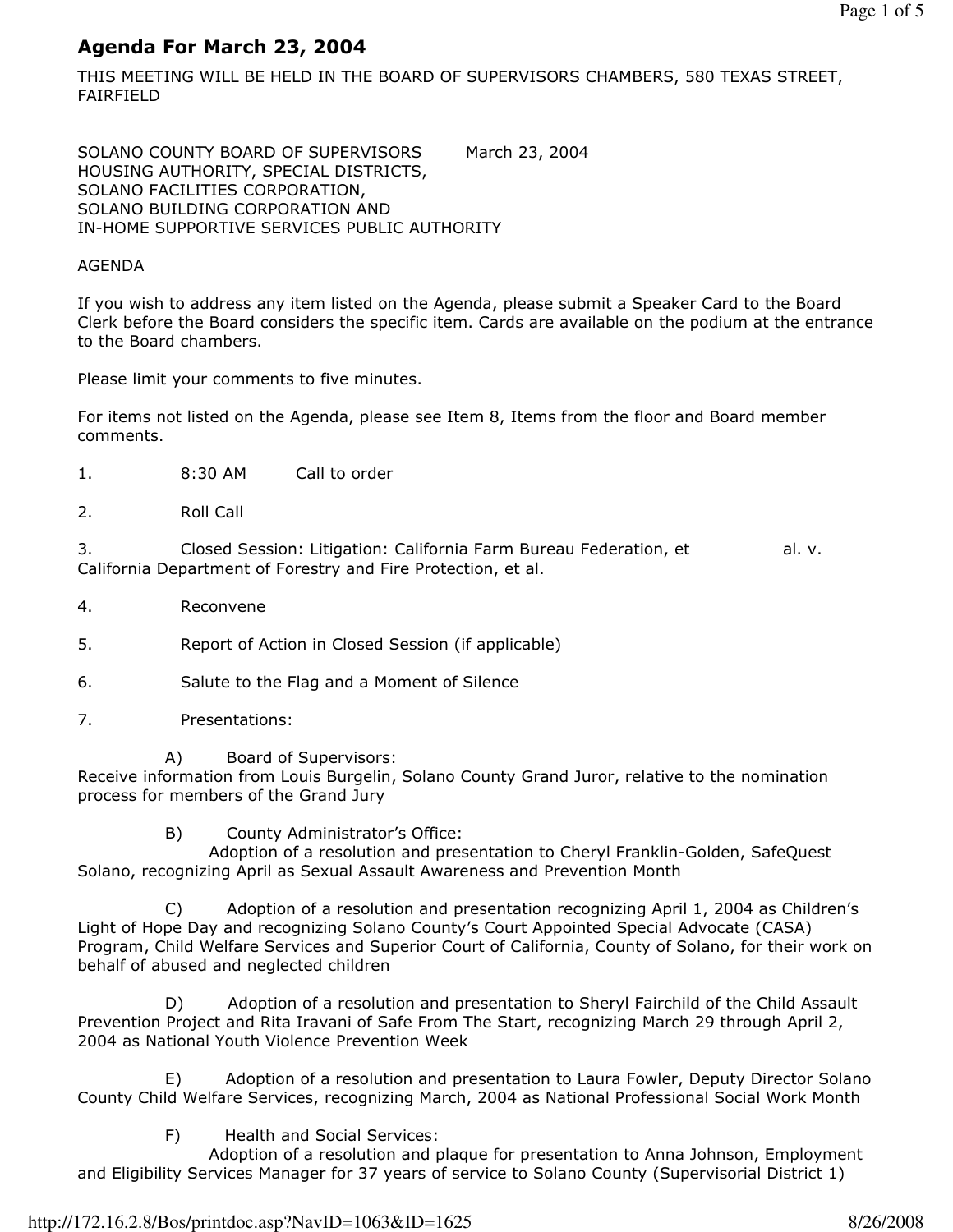# Agenda For March 23, 2004

THIS MEETING WILL BE HELD IN THE BOARD OF SUPERVISORS CHAMBERS, 580 TEXAS STREET, FAIRFIELD

SOLANO COUNTY BOARD OF SUPERVISORS March 23, 2004
HOUSING AUTHORITY, SPECIAL DISTRICTS,
SOLANO FACILITIES CORPORATION,
SOLANO BUILDING CORPORATION AND
IN-HOME SUPPORTIVE SERVICES PUBLIC AUTHORITY

AGENDA

If you wish to address any item listed on the Agenda, please submit a Speaker Card to the Board Clerk before the Board considers the specific item. Cards are available on the podium at the entrance to the Board chambers.

Please limit your comments to five minutes.

For items not listed on the Agenda, please see Item 8, Items from the floor and Board member comments.

1. 8:30 AM Call to order

2. Roll Call

3. Closed Session: Litigation: California Farm Bureau Federation, et al. v. California Department of Forestry and Fire Protection, et al.

4. Reconvene

5. Report of Action in Closed Session (if applicable)

6. Salute to the Flag and a Moment of Silence

7. Presentations:

A) Board of Supervisors:
Receive information from Louis Burgelin, Solano County Grand Juror, relative to the nomination process for members of the Grand Jury

B) County Administrator's Office:
Adoption of a resolution and presentation to Cheryl Franklin-Golden, SafeQuest Solano, recognizing April as Sexual Assault Awareness and Prevention Month

C) Adoption of a resolution and presentation recognizing April 1, 2004 as Children's Light of Hope Day and recognizing Solano County's Court Appointed Special Advocate (CASA) Program, Child Welfare Services and Superior Court of California, County of Solano, for their work on behalf of abused and neglected children

D) Adoption of a resolution and presentation to Sheryl Fairchild of the Child Assault Prevention Project and Rita Iravani of Safe From The Start, recognizing March 29 through April 2, 2004 as National Youth Violence Prevention Week

E) Adoption of a resolution and presentation to Laura Fowler, Deputy Director Solano County Child Welfare Services, recognizing March, 2004 as National Professional Social Work Month

F) Health and Social Services:
Adoption of a resolution and plaque for presentation to Anna Johnson, Employment and Eligibility Services Manager for 37 years of service to Solano County (Supervisorial District 1)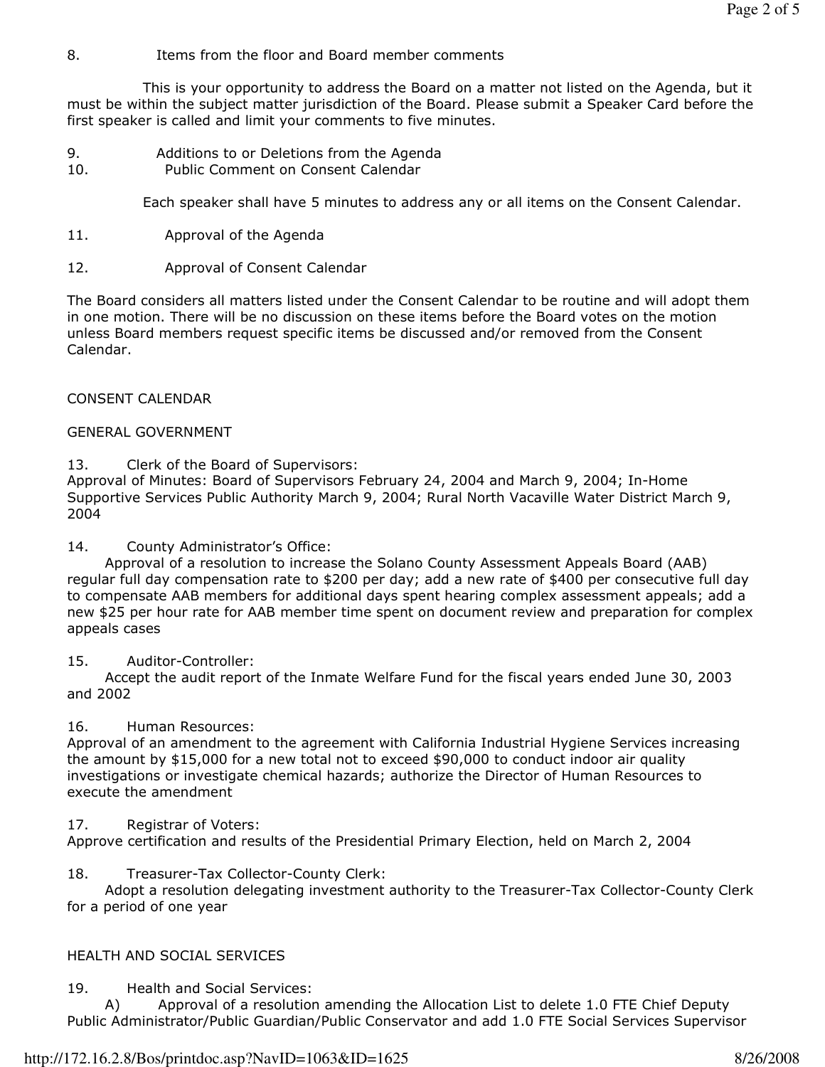8. Items from the floor and Board member comments

This is your opportunity to address the Board on a matter not listed on the Agenda, but it must be within the subject matter jurisdiction of the Board. Please submit a Speaker Card before the first speaker is called and limit your comments to five minutes.

9. Additions to or Deletions from the Agenda

10. Public Comment on Consent Calendar

Each speaker shall have 5 minutes to address any or all items on the Consent Calendar.

11. Approval of the Agenda

12. Approval of Consent Calendar

The Board considers all matters listed under the Consent Calendar to be routine and will adopt them in one motion. There will be no discussion on these items before the Board votes on the motion unless Board members request specific items be discussed and/or removed from the Consent Calendar.

CONSENT CALENDAR

GENERAL GOVERNMENT

13. Clerk of the Board of Supervisors:
Approval of Minutes: Board of Supervisors February 24, 2004 and March 9, 2004; In-Home Supportive Services Public Authority March 9, 2004; Rural North Vacaville Water District March 9, 2004

14. County Administrator's Office:
Approval of a resolution to increase the Solano County Assessment Appeals Board (AAB) regular full day compensation rate to $200 per day; add a new rate of $400 per consecutive full day to compensate AAB members for additional days spent hearing complex assessment appeals; add a new $25 per hour rate for AAB member time spent on document review and preparation for complex appeals cases

15. Auditor-Controller:
Accept the audit report of the Inmate Welfare Fund for the fiscal years ended June 30, 2003 and 2002

16. Human Resources:
Approval of an amendment to the agreement with California Industrial Hygiene Services increasing the amount by $15,000 for a new total not to exceed $90,000 to conduct indoor air quality investigations or investigate chemical hazards; authorize the Director of Human Resources to execute the amendment

17. Registrar of Voters:
Approve certification and results of the Presidential Primary Election, held on March 2, 2004

18. Treasurer-Tax Collector-County Clerk:
Adopt a resolution delegating investment authority to the Treasurer-Tax Collector-County Clerk for a period of one year

HEALTH AND SOCIAL SERVICES

19. Health and Social Services:
A) Approval of a resolution amending the Allocation List to delete 1.0 FTE Chief Deputy Public Administrator/Public Guardian/Public Conservator and add 1.0 FTE Social Services Supervisor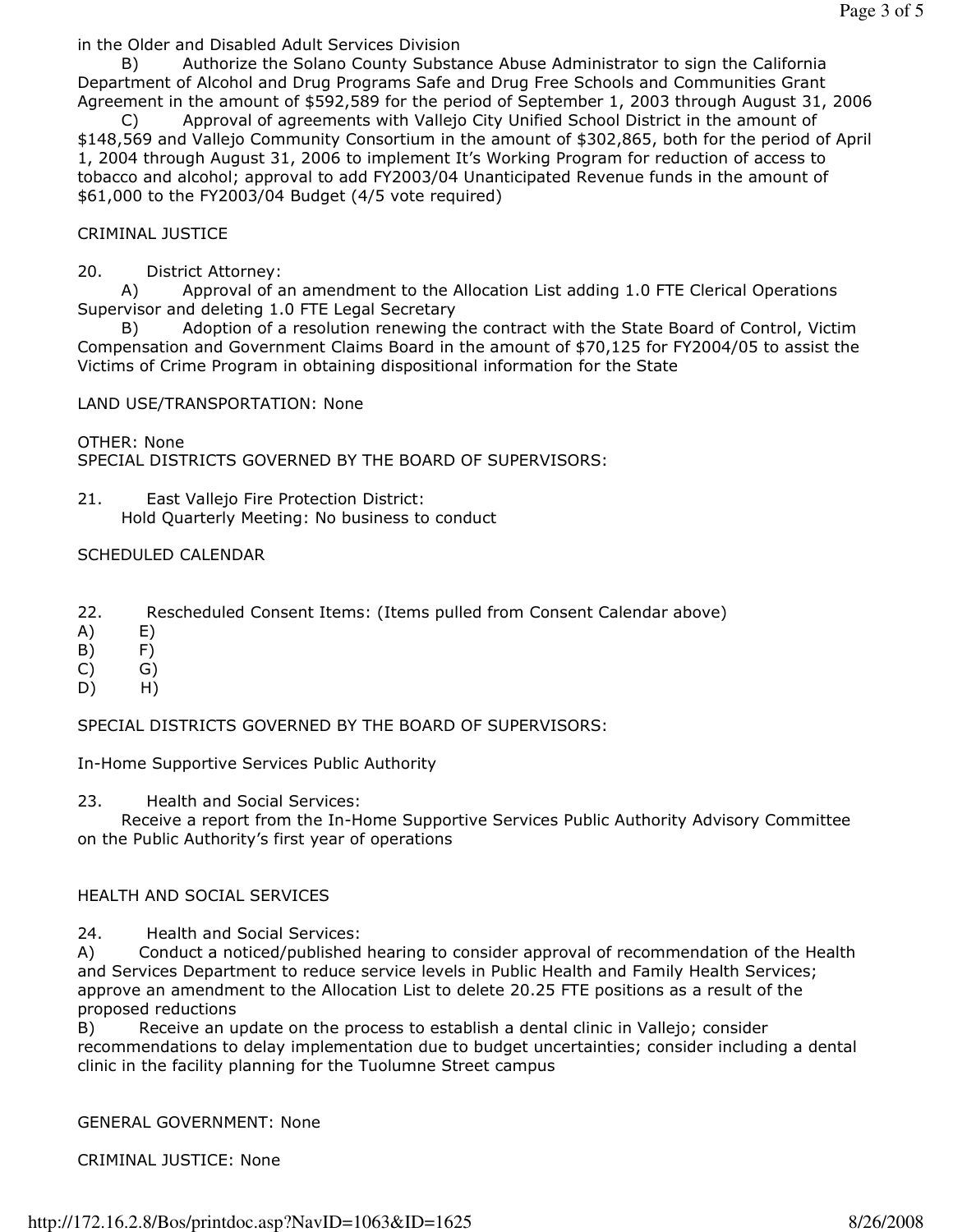in the Older and Disabled Adult Services Division

B) Authorize the Solano County Substance Abuse Administrator to sign the California Department of Alcohol and Drug Programs Safe and Drug Free Schools and Communities Grant Agreement in the amount of $592,589 for the period of September 1, 2003 through August 31, 2006

C) Approval of agreements with Vallejo City Unified School District in the amount of $148,569 and Vallejo Community Consortium in the amount of $302,865, both for the period of April 1, 2004 through August 31, 2006 to implement It's Working Program for reduction of access to tobacco and alcohol; approval to add FY2003/04 Unanticipated Revenue funds in the amount of $61,000 to the FY2003/04 Budget (4/5 vote required)

CRIMINAL JUSTICE

20. District Attorney:

A) Approval of an amendment to the Allocation List adding 1.0 FTE Clerical Operations Supervisor and deleting 1.0 FTE Legal Secretary

B) Adoption of a resolution renewing the contract with the State Board of Control, Victim Compensation and Government Claims Board in the amount of $70,125 for FY2004/05 to assist the Victims of Crime Program in obtaining dispositional information for the State

LAND USE/TRANSPORTATION: None

OTHER: None

SPECIAL DISTRICTS GOVERNED BY THE BOARD OF SUPERVISORS:

21. East Vallejo Fire Protection District:

Hold Quarterly Meeting: No business to conduct

SCHEDULED CALENDAR

22. Rescheduled Consent Items: (Items pulled from Consent Calendar above)

A) E)

B) F)

C) G)

D) H)

SPECIAL DISTRICTS GOVERNED BY THE BOARD OF SUPERVISORS:

In-Home Supportive Services Public Authority

23. Health and Social Services:

Receive a report from the In-Home Supportive Services Public Authority Advisory Committee on the Public Authority's first year of operations

HEALTH AND SOCIAL SERVICES

24. Health and Social Services:

A) Conduct a noticed/published hearing to consider approval of recommendation of the Health and Services Department to reduce service levels in Public Health and Family Health Services; approve an amendment to the Allocation List to delete 20.25 FTE positions as a result of the proposed reductions

B) Receive an update on the process to establish a dental clinic in Vallejo; consider recommendations to delay implementation due to budget uncertainties; consider including a dental clinic in the facility planning for the Tuolumne Street campus

GENERAL GOVERNMENT: None

CRIMINAL JUSTICE: None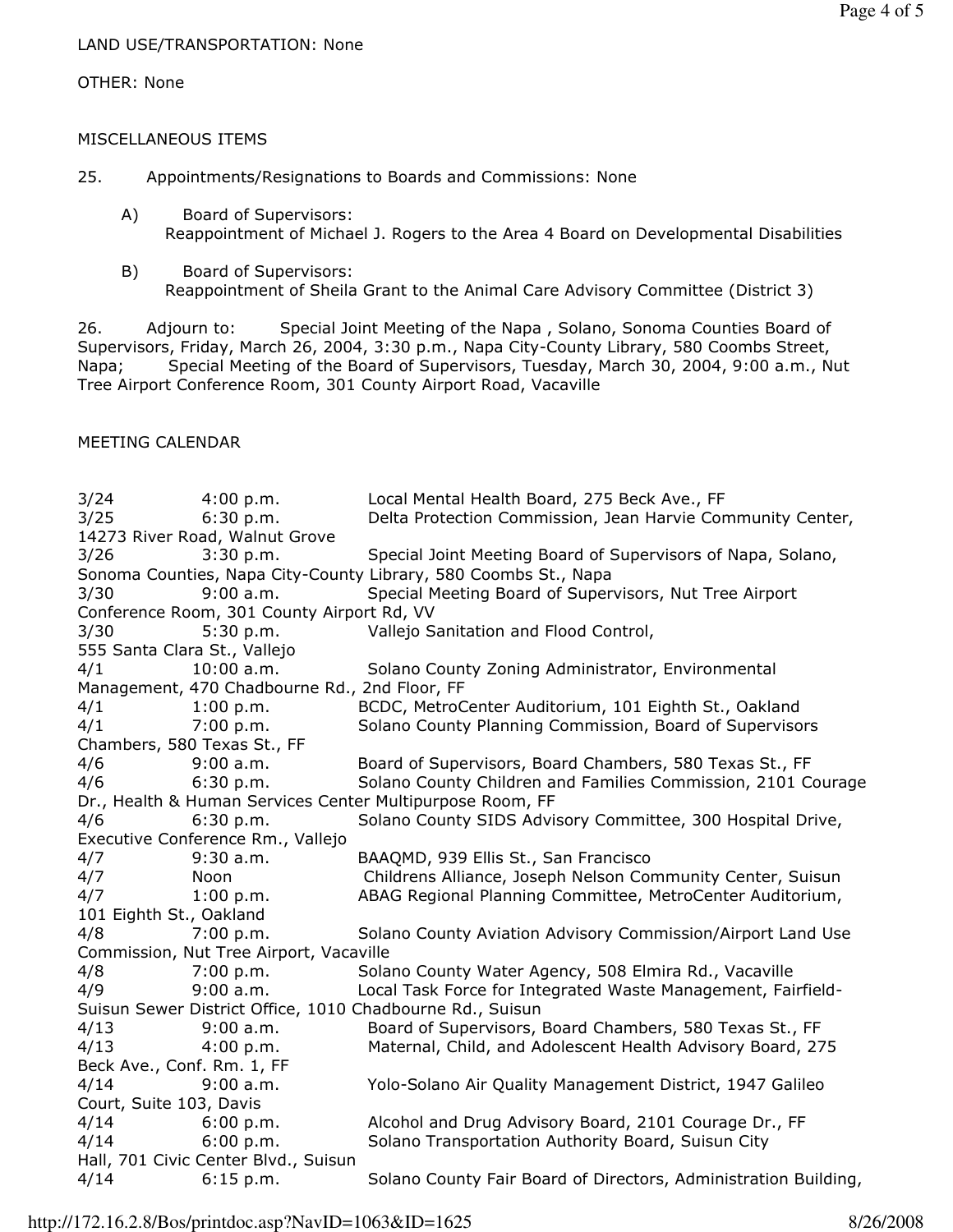LAND USE/TRANSPORTATION: None

OTHER: None

MISCELLANEOUS ITEMS

25. Appointments/Resignations to Boards and Commissions: None

A) Board of Supervisors:
Reappointment of Michael J. Rogers to the Area 4 Board on Developmental Disabilities

B) Board of Supervisors:
Reappointment of Sheila Grant to the Animal Care Advisory Committee (District 3)

26. Adjourn to: Special Joint Meeting of the Napa , Solano, Sonoma Counties Board of Supervisors, Friday, March 26, 2004, 3:30 p.m., Napa City-County Library, 580 Coombs Street, Napa; Special Meeting of the Board of Supervisors, Tuesday, March 30, 2004, 9:00 a.m., Nut Tree Airport Conference Room, 301 County Airport Road, Vacaville

MEETING CALENDAR

| | | |
|---|---|---|
| 3/24 | 4:00 p.m. | Local Mental Health Board, 275 Beck Ave., FF |
| 3/25 | 6:30 p.m. | Delta Protection Commission, Jean Harvie Community Center, 14273 River Road, Walnut Grove |
| 3/26 | 3:30 p.m. | Special Joint Meeting Board of Supervisors of Napa, Solano, Sonoma Counties, Napa City-County Library, 580 Coombs St., Napa |
| 3/30 | 9:00 a.m. | Special Meeting Board of Supervisors, Nut Tree Airport Conference Room, 301 County Airport Rd, VV |
| 3/30 | 5:30 p.m. | Vallejo Sanitation and Flood Control, 555 Santa Clara St., Vallejo |
| 4/1 | 10:00 a.m. | Solano County Zoning Administrator, Environmental Management, 470 Chadbourne Rd., 2nd Floor, FF |
| 4/1 | 1:00 p.m. | BCDC, MetroCenter Auditorium, 101 Eighth St., Oakland |
| 4/1 | 7:00 p.m. | Solano County Planning Commission, Board of Supervisors Chambers, 580 Texas St., FF |
| 4/6 | 9:00 a.m. | Board of Supervisors, Board Chambers, 580 Texas St., FF |
| 4/6 | 6:30 p.m. | Solano County Children and Families Commission, 2101 Courage Dr., Health & Human Services Center Multipurpose Room, FF |
| 4/6 | 6:30 p.m. | Solano County SIDS Advisory Committee, 300 Hospital Drive, Executive Conference Rm., Vallejo |
| 4/7 | 9:30 a.m. | BAAQMD, 939 Ellis St., San Francisco |
| 4/7 | Noon | Childrens Alliance, Joseph Nelson Community Center, Suisun |
| 4/7 | 1:00 p.m. | ABAG Regional Planning Committee, MetroCenter Auditorium, 101 Eighth St., Oakland |
| 4/8 | 7:00 p.m. | Solano County Aviation Advisory Commission/Airport Land Use Commission, Nut Tree Airport, Vacaville |
| 4/8 | 7:00 p.m. | Solano County Water Agency, 508 Elmira Rd., Vacaville |
| 4/9 | 9:00 a.m. | Local Task Force for Integrated Waste Management, Fairfield-Suisun Sewer District Office, 1010 Chadbourne Rd., Suisun |
| 4/13 | 9:00 a.m. | Board of Supervisors, Board Chambers, 580 Texas St., FF |
| 4/13 | 4:00 p.m. | Maternal, Child, and Adolescent Health Advisory Board, 275 Beck Ave., Conf. Rm. 1, FF |
| 4/14 | 9:00 a.m. | Yolo-Solano Air Quality Management District, 1947 Galileo Court, Suite 103, Davis |
| 4/14 | 6:00 p.m. | Alcohol and Drug Advisory Board, 2101 Courage Dr., FF |
| 4/14 | 6:00 p.m. | Solano Transportation Authority Board, Suisun City Hall, 701 Civic Center Blvd., Suisun |
| 4/14 | 6:15 p.m. | Solano County Fair Board of Directors, Administration Building, |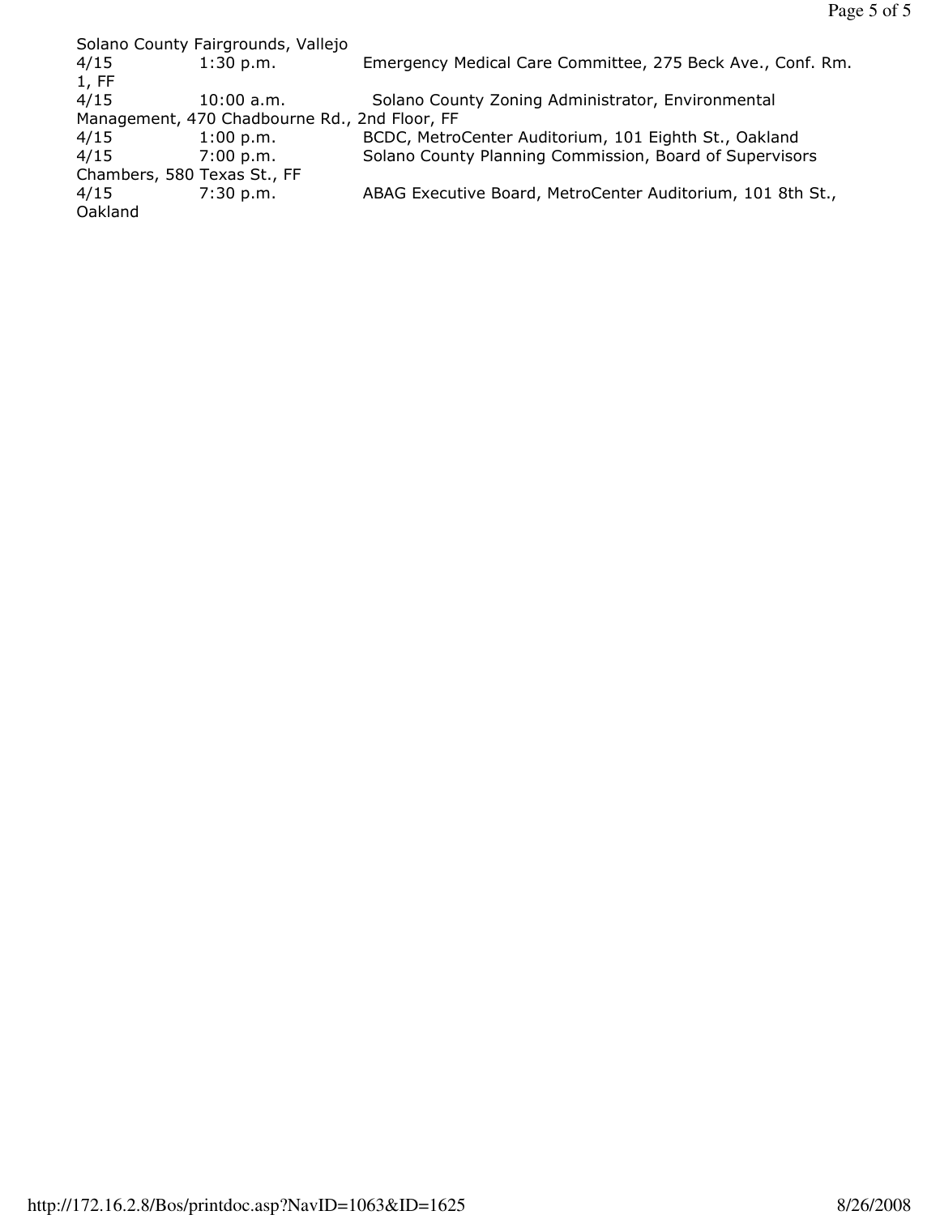Solano County Fairgrounds, Vallejo

| | | |
|---|---|---|
| 4/15 | 1:30 p.m. | Emergency Medical Care Committee, 275 Beck Ave., Conf. Rm. 1, FF |
| 4/15 | 10:00 a.m. | Solano County Zoning Administrator, Environmental Management, 470 Chadbourne Rd., 2nd Floor, FF |
| 4/15 | 1:00 p.m. | BCDC, MetroCenter Auditorium, 101 Eighth St., Oakland |
| 4/15 | 7:00 p.m. | Solano County Planning Commission, Board of Supervisors Chambers, 580 Texas St., FF |
| 4/15 | 7:30 p.m. | ABAG Executive Board, MetroCenter Auditorium, 101 8th St., Oakland |